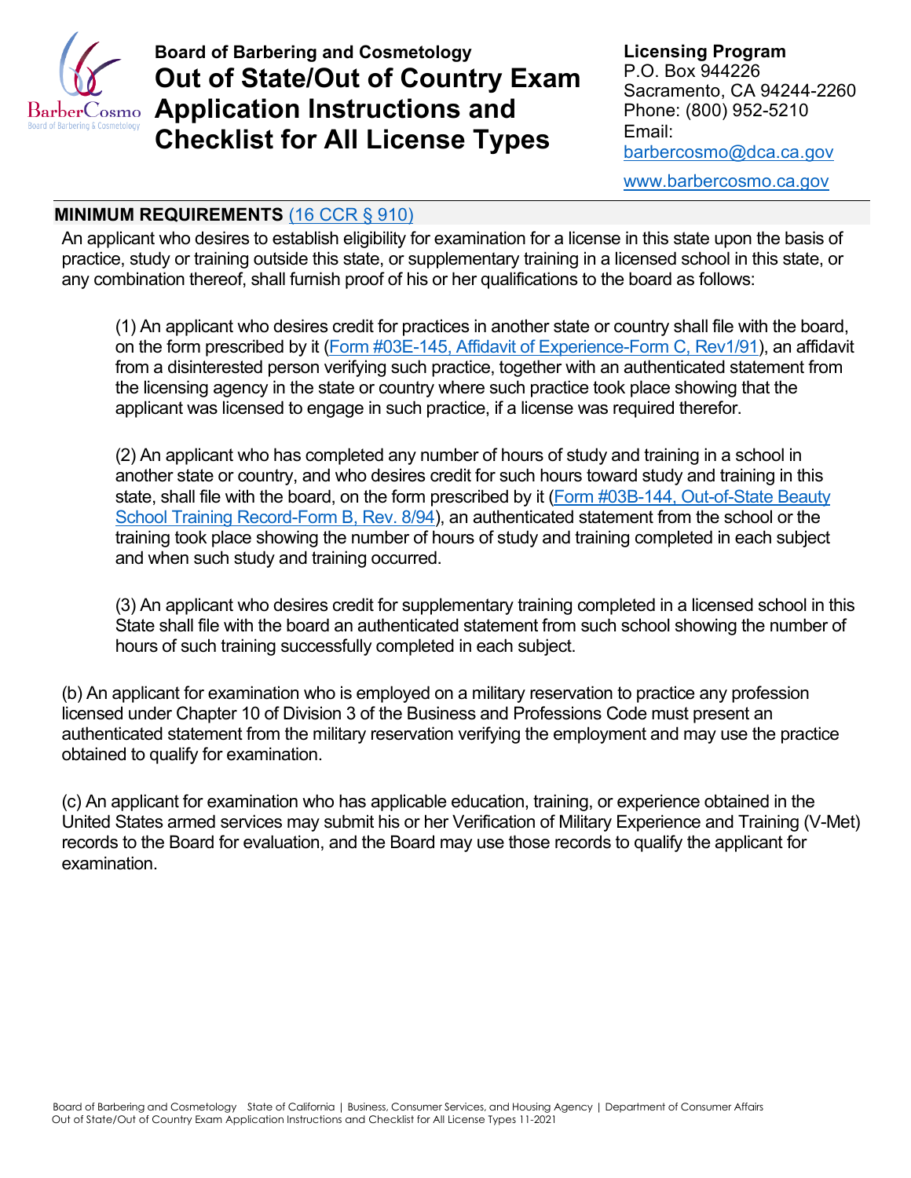**Board of Barbering and Cosmetology**

# Out of State/Out of Country Exam Application Instructions and Checklist for All License Types

**Licensing Program**
P.O. Box 944226
Sacramento, CA 94244-2260
Phone: (800) 952-5210
Email:
barbercosmo@dca.ca.gov
www.barbercosmo.ca.gov

## MINIMUM REQUIREMENTS (16 CCR § 910)

An applicant who desires to establish eligibility for examination for a license in this state upon the basis of practice, study or training outside this state, or supplementary training in a licensed school in this state, or any combination thereof, shall furnish proof of his or her qualifications to the board as follows:

(1) An applicant who desires credit for practices in another state or country shall file with the board, on the form prescribed by it (Form #03E-145, Affidavit of Experience-Form C, Rev1/91), an affidavit from a disinterested person verifying such practice, together with an authenticated statement from the licensing agency in the state or country where such practice took place showing that the applicant was licensed to engage in such practice, if a license was required therefor.

(2) An applicant who has completed any number of hours of study and training in a school in another state or country, and who desires credit for such hours toward study and training in this state, shall file with the board, on the form prescribed by it (Form #03B-144, Out-of-State Beauty School Training Record-Form B, Rev. 8/94), an authenticated statement from the school or the training took place showing the number of hours of study and training completed in each subject and when such study and training occurred.

(3) An applicant who desires credit for supplementary training completed in a licensed school in this State shall file with the board an authenticated statement from such school showing the number of hours of such training successfully completed in each subject.

(b) An applicant for examination who is employed on a military reservation to practice any profession licensed under Chapter 10 of Division 3 of the Business and Professions Code must present an authenticated statement from the military reservation verifying the employment and may use the practice obtained to qualify for examination.

(c) An applicant for examination who has applicable education, training, or experience obtained in the United States armed services may submit his or her Verification of Military Experience and Training (V-Met) records to the Board for evaluation, and the Board may use those records to qualify the applicant for examination.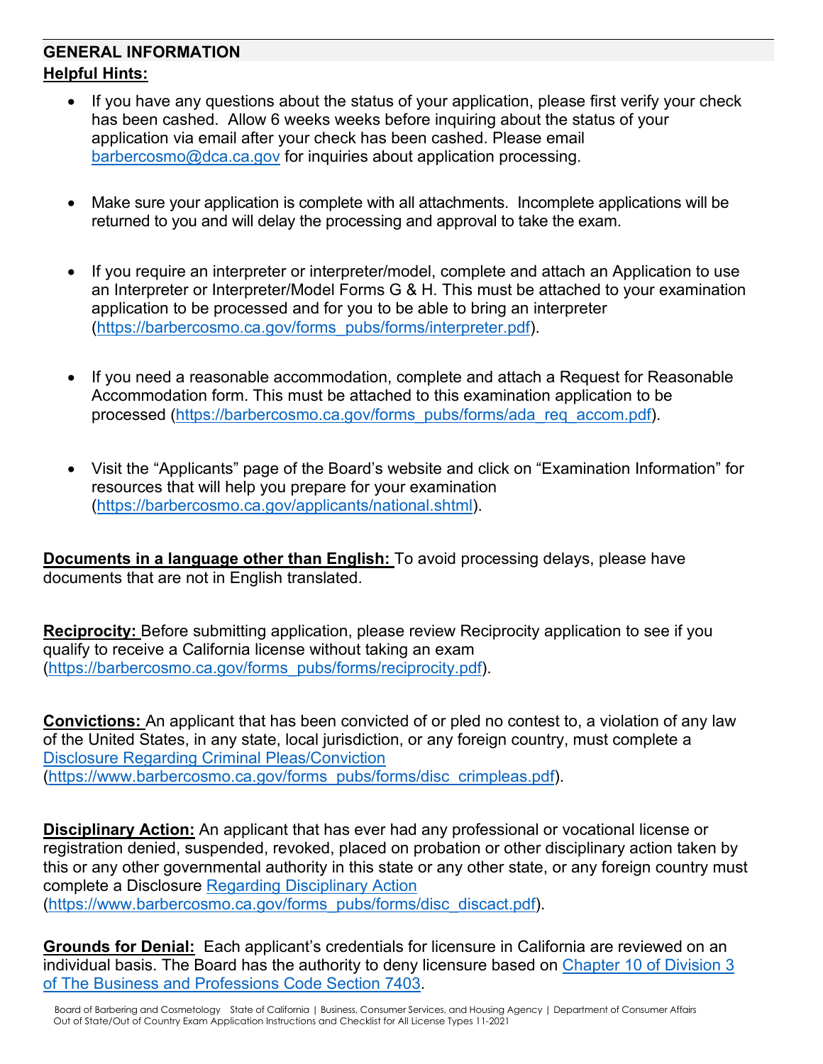## GENERAL INFORMATION

**Helpful Hints:**

- If you have any questions about the status of your application, please first verify your check has been cashed. Allow 6 weeks weeks before inquiring about the status of your application via email after your check has been cashed. Please email barbercosmo@dca.ca.gov for inquiries about application processing.

- Make sure your application is complete with all attachments. Incomplete applications will be returned to you and will delay the processing and approval to take the exam.

- If you require an interpreter or interpreter/model, complete and attach an Application to use an Interpreter or Interpreter/Model Forms G & H. This must be attached to your examination application to be processed and for you to be able to bring an interpreter (https://barbercosmo.ca.gov/forms_pubs/forms/interpreter.pdf).

- If you need a reasonable accommodation, complete and attach a Request for Reasonable Accommodation form. This must be attached to this examination application to be processed (https://barbercosmo.ca.gov/forms_pubs/forms/ada_req_accom.pdf).

- Visit the "Applicants" page of the Board's website and click on "Examination Information" for resources that will help you prepare for your examination (https://barbercosmo.ca.gov/applicants/national.shtml).

**Documents in a language other than English:** To avoid processing delays, please have documents that are not in English translated.

**Reciprocity:** Before submitting application, please review Reciprocity application to see if you qualify to receive a California license without taking an exam (https://barbercosmo.ca.gov/forms_pubs/forms/reciprocity.pdf).

**Convictions:** An applicant that has been convicted of or pled no contest to, a violation of any law of the United States, in any state, local jurisdiction, or any foreign country, must complete a Disclosure Regarding Criminal Pleas/Conviction (https://www.barbercosmo.ca.gov/forms_pubs/forms/disc_crimpleas.pdf).

**Disciplinary Action:** An applicant that has ever had any professional or vocational license or registration denied, suspended, revoked, placed on probation or other disciplinary action taken by this or any other governmental authority in this state or any other state, or any foreign country must complete a Disclosure Regarding Disciplinary Action (https://www.barbercosmo.ca.gov/forms_pubs/forms/disc_discact.pdf).

**Grounds for Denial:** Each applicant's credentials for licensure in California are reviewed on an individual basis. The Board has the authority to deny licensure based on Chapter 10 of Division 3 of The Business and Professions Code Section 7403.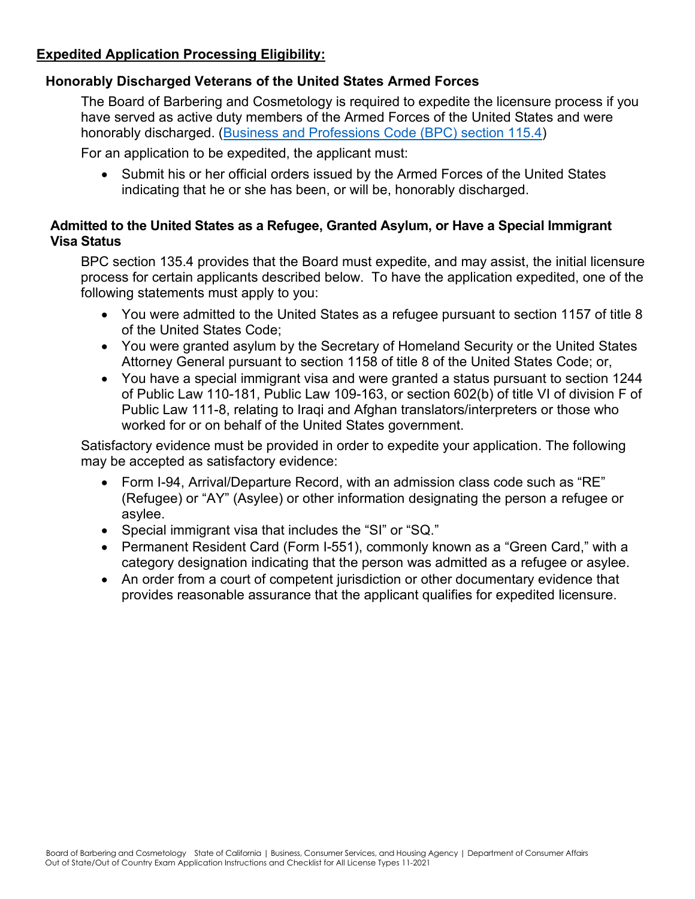## Expedited Application Processing Eligibility:

### Honorably Discharged Veterans of the United States Armed Forces

The Board of Barbering and Cosmetology is required to expedite the licensure process if you have served as active duty members of the Armed Forces of the United States and were honorably discharged. ([Business and Professions Code (BPC) section 115.4](#))

For an application to be expedited, the applicant must:

- Submit his or her official orders issued by the Armed Forces of the United States indicating that he or she has been, or will be, honorably discharged.

### Admitted to the United States as a Refugee, Granted Asylum, or Have a Special Immigrant Visa Status

BPC section 135.4 provides that the Board must expedite, and may assist, the initial licensure process for certain applicants described below. To have the application expedited, one of the following statements must apply to you:

- You were admitted to the United States as a refugee pursuant to section 1157 of title 8 of the United States Code;
- You were granted asylum by the Secretary of Homeland Security or the United States Attorney General pursuant to section 1158 of title 8 of the United States Code; or,
- You have a special immigrant visa and were granted a status pursuant to section 1244 of Public Law 110-181, Public Law 109-163, or section 602(b) of title VI of division F of Public Law 111-8, relating to Iraqi and Afghan translators/interpreters or those who worked for or on behalf of the United States government.

Satisfactory evidence must be provided in order to expedite your application. The following may be accepted as satisfactory evidence:

- Form I-94, Arrival/Departure Record, with an admission class code such as "RE" (Refugee) or "AY" (Asylee) or other information designating the person a refugee or asylee.
- Special immigrant visa that includes the "SI" or "SQ."
- Permanent Resident Card (Form I-551), commonly known as a "Green Card," with a category designation indicating that the person was admitted as a refugee or asylee.
- An order from a court of competent jurisdiction or other documentary evidence that provides reasonable assurance that the applicant qualifies for expedited licensure.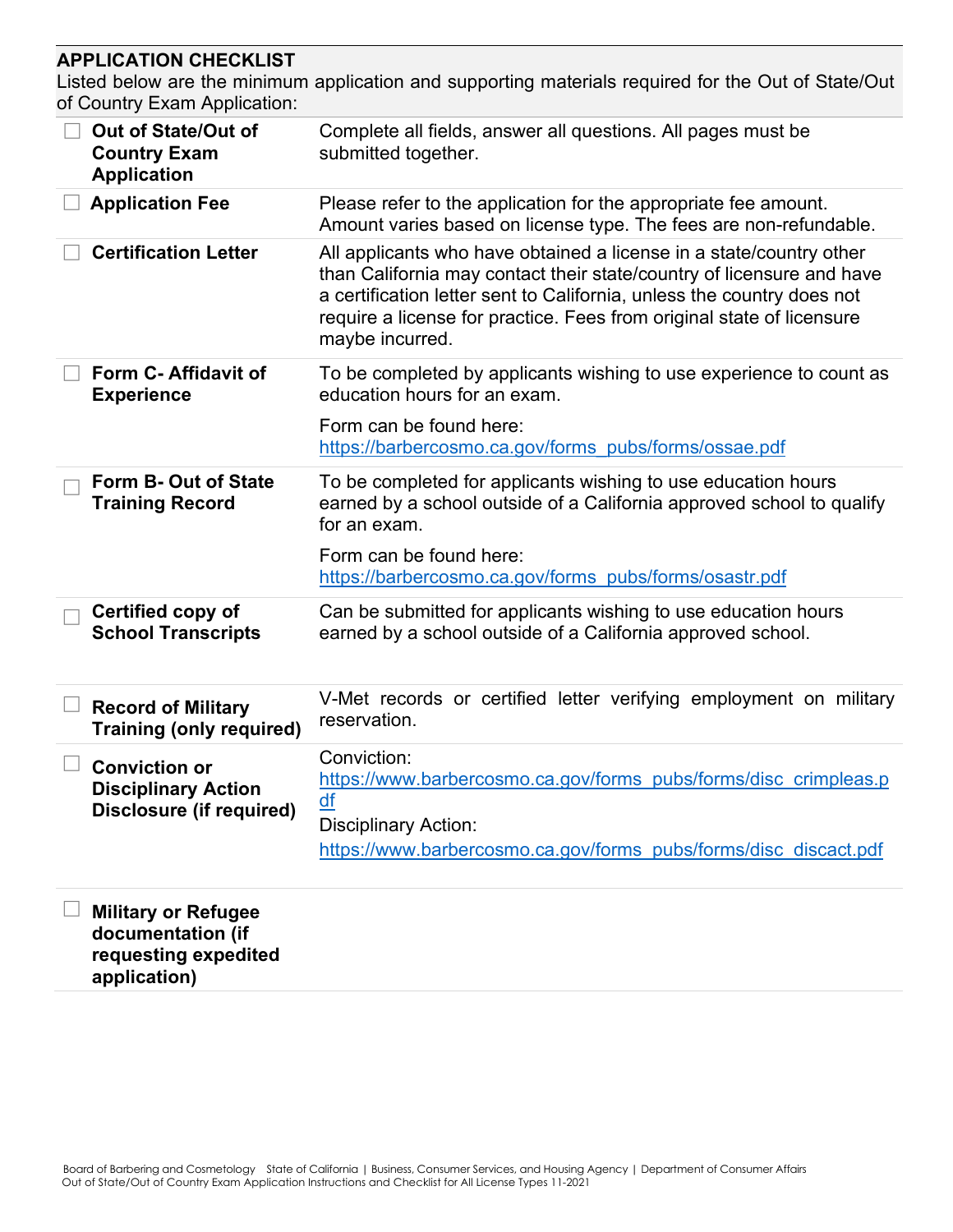## APPLICATION CHECKLIST

Listed below are the minimum application and supporting materials required for the Out of State/Out of Country Exam Application:

| | |
|---|---|
| ☐ **Out of State/Out of Country Exam Application** | Complete all fields, answer all questions. All pages must be submitted together. |
| ☐ **Application Fee** | Please refer to the application for the appropriate fee amount. Amount varies based on license type. The fees are non-refundable. |
| ☐ **Certification Letter** | All applicants who have obtained a license in a state/country other than California may contact their state/country of licensure and have a certification letter sent to California, unless the country does not require a license for practice. Fees from original state of licensure maybe incurred. |
| ☐ **Form C- Affidavit of Experience** | To be completed by applicants wishing to use experience to count as education hours for an exam.<br><br>Form can be found here: https://barbercosmo.ca.gov/forms_pubs/forms/ossae.pdf |
| ☐ **Form B- Out of State Training Record** | To be completed for applicants wishing to use education hours earned by a school outside of a California approved school to qualify for an exam.<br><br>Form can be found here: https://barbercosmo.ca.gov/forms_pubs/forms/osastr.pdf |
| ☐ **Certified copy of School Transcripts** | Can be submitted for applicants wishing to use education hours earned by a school outside of a California approved school. |
| ☐ **Record of Military Training (only required)** | V-Met records or certified letter verifying employment on military reservation. |
| ☐ **Conviction or Disciplinary Action Disclosure (if required)** | Conviction: https://www.barbercosmo.ca.gov/forms_pubs/forms/disc_crimpleas.pdf<br>Disciplinary Action: https://www.barbercosmo.ca.gov/forms_pubs/forms/disc_discact.pdf |
| ☐ **Military or Refugee documentation (if requesting expedited application)** | |